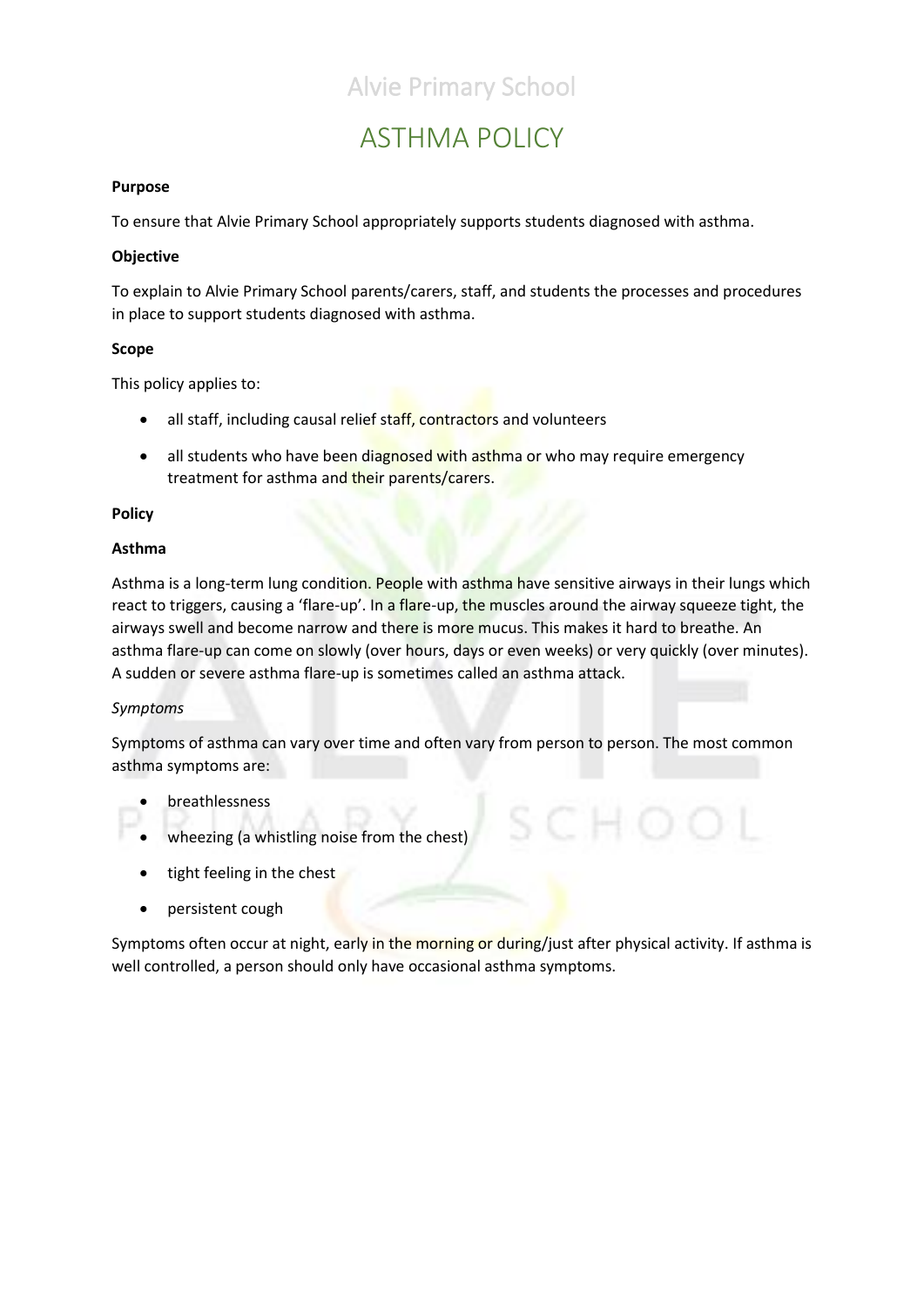# Alvie Primary School

## ASTHMA POLICY

**Purpose**

To ensure that Alvie Primary School appropriately supports students diagnosed with asthma.

**Objective**

To explain to Alvie Primary School parents/carers, staff, and students the processes and procedures in place to support students diagnosed with asthma.

**Scope**

This policy applies to:

- all staff, including causal relief staff, contractors and volunteers
- all students who have been diagnosed with asthma or who may require emergency treatment for asthma and their parents/carers.

**Policy**

**Asthma**

Asthma is a long-term lung condition. People with asthma have sensitive airways in their lungs which react to triggers, causing a 'flare-up'. In a flare-up, the muscles around the airway squeeze tight, the airways swell and become narrow and there is more mucus. This makes it hard to breathe. An asthma flare-up can come on slowly (over hours, days or even weeks) or very quickly (over minutes). A sudden or severe asthma flare-up is sometimes called an asthma attack.

*Symptoms*

Symptoms of asthma can vary over time and often vary from person to person. The most common asthma symptoms are:

- breathlessness
- wheezing (a whistling noise from the chest)
- tight feeling in the chest
- persistent cough

Symptoms often occur at night, early in the morning or during/just after physical activity. If asthma is well controlled, a person should only have occasional asthma symptoms.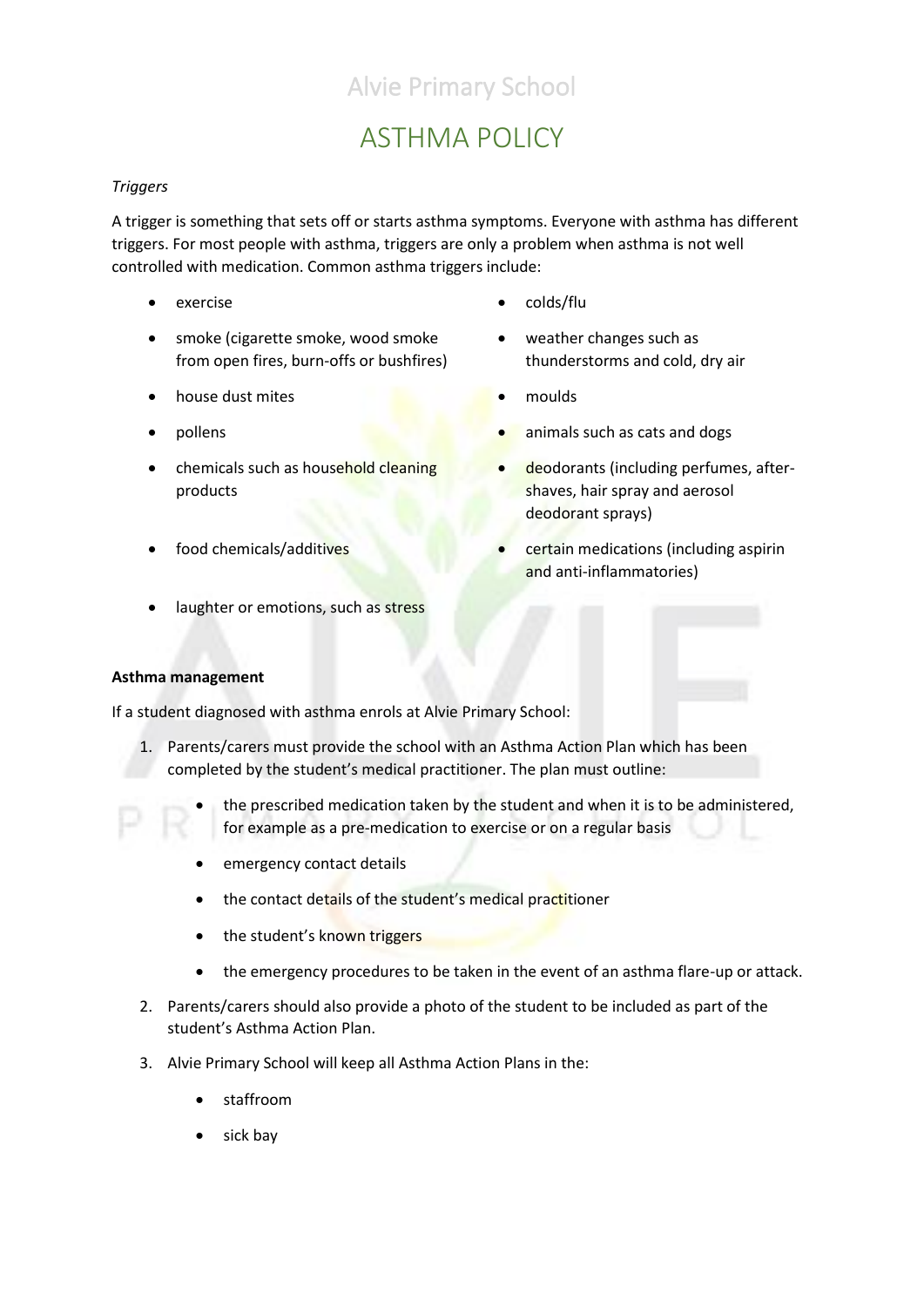*Triggers*

A trigger is something that sets off or starts asthma symptoms. Everyone with asthma has different triggers. For most people with asthma, triggers are only a problem when asthma is not well controlled with medication. Common asthma triggers include:

- exercise
- colds/flu
- smoke (cigarette smoke, wood smoke from open fires, burn-offs or bushfires)
- weather changes such as thunderstorms and cold, dry air
- house dust mites
- moulds
- pollens
- animals such as cats and dogs
- chemicals such as household cleaning products
- deodorants (including perfumes, after-shaves, hair spray and aerosol deodorant sprays)
- food chemicals/additives
- certain medications (including aspirin and anti-inflammatories)
- laughter or emotions, such as stress

**Asthma management**

If a student diagnosed with asthma enrols at Alvie Primary School:

1. Parents/carers must provide the school with an Asthma Action Plan which has been completed by the student's medical practitioner. The plan must outline:
    - the prescribed medication taken by the student and when it is to be administered, for example as a pre-medication to exercise or on a regular basis
    - emergency contact details
    - the contact details of the student's medical practitioner
    - the student's known triggers
    - the emergency procedures to be taken in the event of an asthma flare-up or attack.
2. Parents/carers should also provide a photo of the student to be included as part of the student's Asthma Action Plan.
3. Alvie Primary School will keep all Asthma Action Plans in the:
    - staffroom
    - sick bay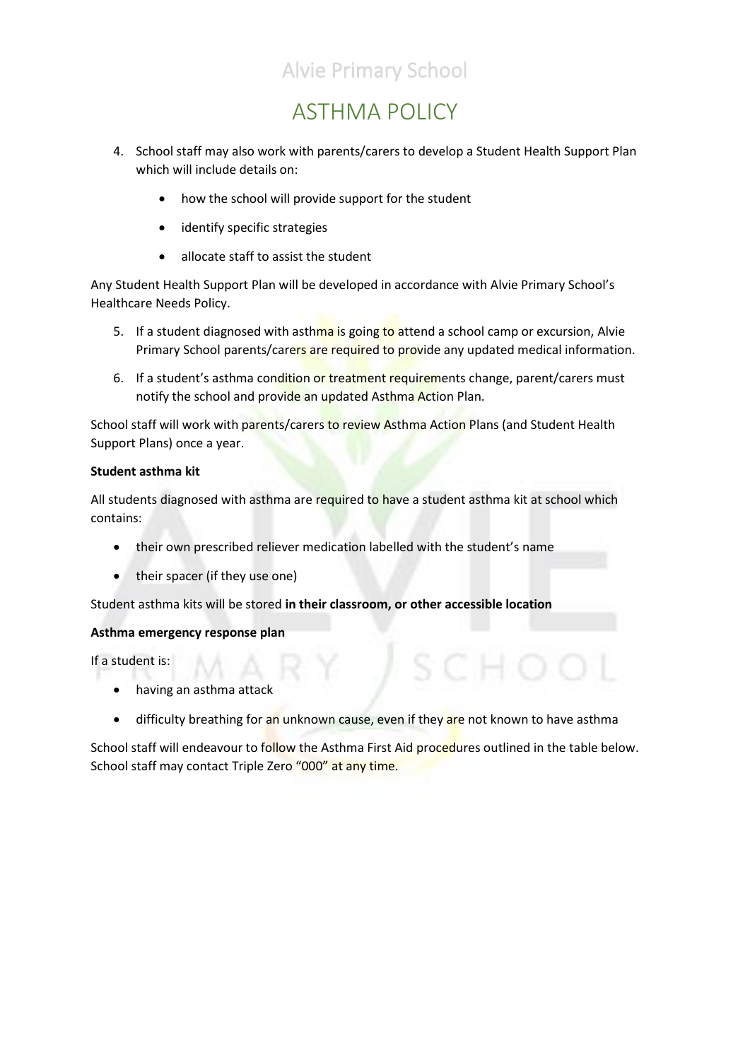4. School staff may also work with parents/carers to develop a Student Health Support Plan which will include details on:
    - how the school will provide support for the student
    - identify specific strategies
    - allocate staff to assist the student

Any Student Health Support Plan will be developed in accordance with Alvie Primary School's Healthcare Needs Policy.

5. If a student diagnosed with asthma is going to attend a school camp or excursion, Alvie Primary School parents/carers are required to provide any updated medical information.
6. If a student's asthma condition or treatment requirements change, parent/carers must notify the school and provide an updated Asthma Action Plan.

School staff will work with parents/carers to review Asthma Action Plans (and Student Health Support Plans) once a year.

**Student asthma kit**

All students diagnosed with asthma are required to have a student asthma kit at school which contains:

- their own prescribed reliever medication labelled with the student's name
- their spacer (if they use one)

Student asthma kits will be stored **in their classroom, or other accessible location**

**Asthma emergency response plan**

If a student is:

- having an asthma attack
- difficulty breathing for an unknown cause, even if they are not known to have asthma

School staff will endeavour to follow the Asthma First Aid procedures outlined in the table below. School staff may contact Triple Zero "000" at any time.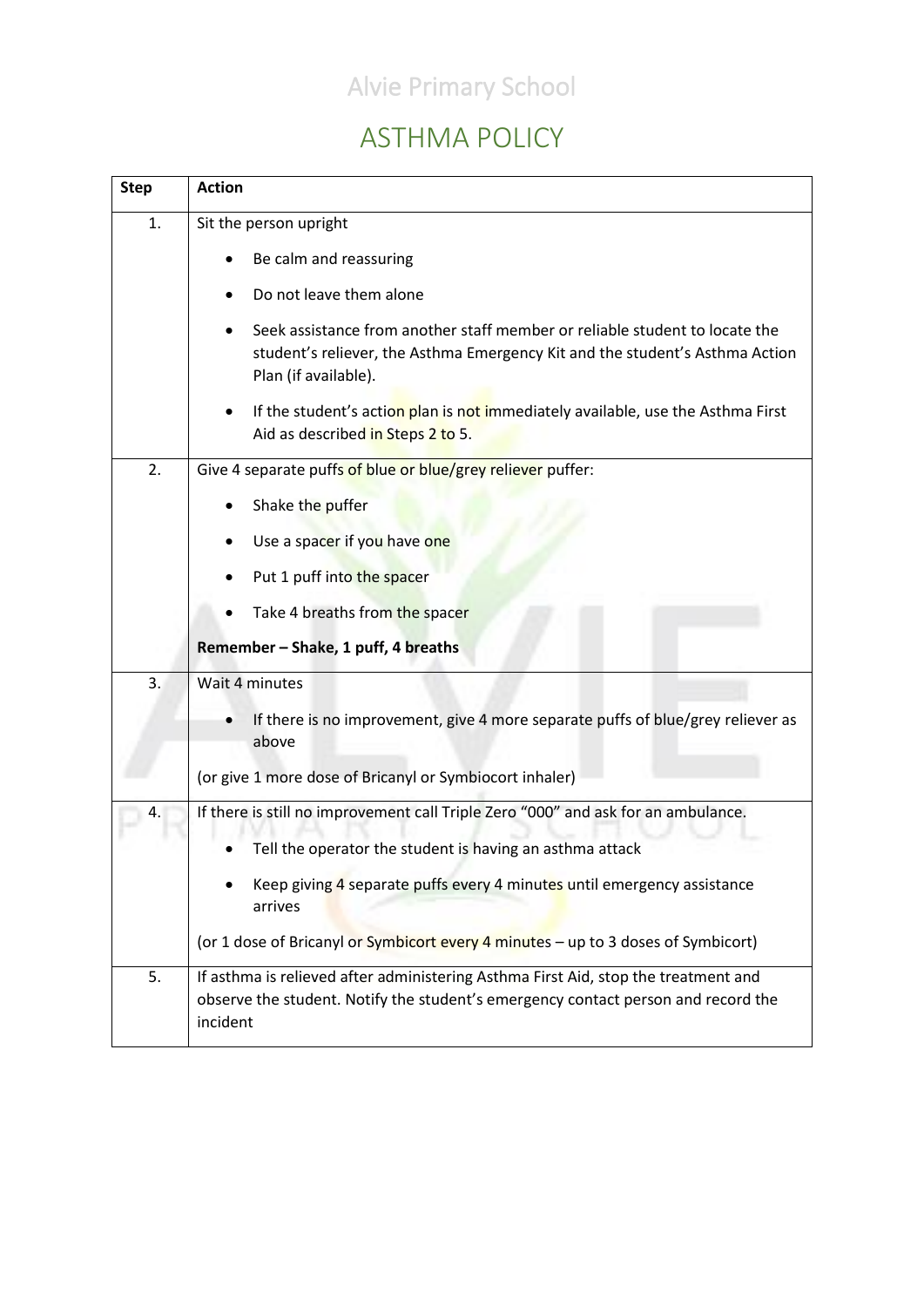# ASTHMA POLICY

| Step | Action |
| --- | --- |
| 1. | Sit the person upright<br>• Be calm and reassuring<br>• Do not leave them alone<br>• Seek assistance from another staff member or reliable student to locate the student's reliever, the Asthma Emergency Kit and the student's Asthma Action Plan (if available).<br>• If the student's action plan is not immediately available, use the Asthma First Aid as described in Steps 2 to 5. |
| 2. | Give 4 separate puffs of blue or blue/grey reliever puffer:<br>• Shake the puffer<br>• Use a spacer if you have one<br>• Put 1 puff into the spacer<br>• Take 4 breaths from the spacer<br>**Remember – Shake, 1 puff, 4 breaths** |
| 3. | Wait 4 minutes<br>• If there is no improvement, give 4 more separate puffs of blue/grey reliever as above<br>(or give 1 more dose of Bricanyl or Symbiocort inhaler) |
| 4. | If there is still no improvement call Triple Zero "000" and ask for an ambulance.<br>• Tell the operator the student is having an asthma attack<br>• Keep giving 4 separate puffs every 4 minutes until emergency assistance arrives<br>(or 1 dose of Bricanyl or Symbicort every 4 minutes – up to 3 doses of Symbicort) |
| 5. | If asthma is relieved after administering Asthma First Aid, stop the treatment and observe the student. Notify the student's emergency contact person and record the incident |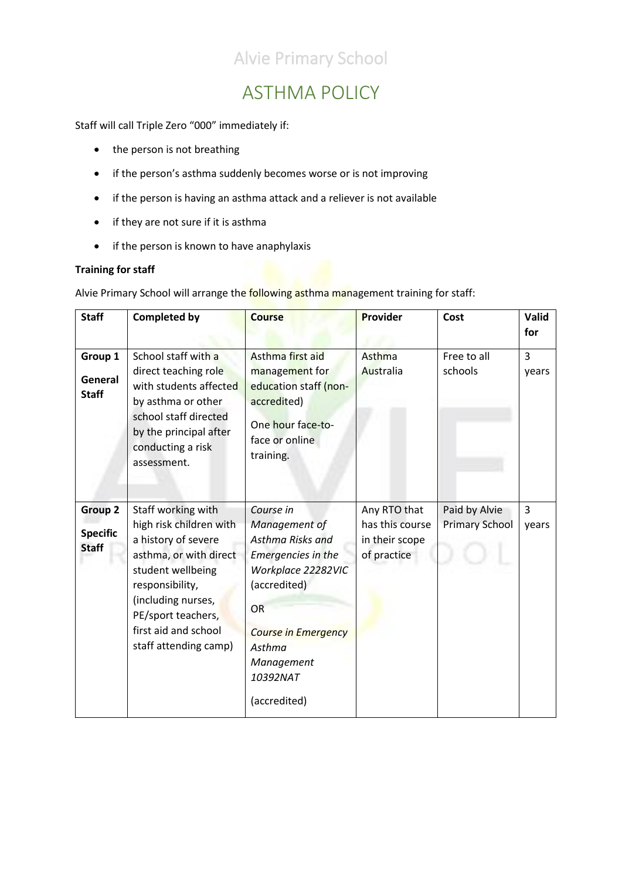Staff will call Triple Zero "000" immediately if:

- the person is not breathing
- if the person's asthma suddenly becomes worse or is not improving
- if the person is having an asthma attack and a reliever is not available
- if they are not sure if it is asthma
- if the person is known to have anaphylaxis

**Training for staff**

Alvie Primary School will arrange the following asthma management training for staff:

| **Staff** | **Completed by** | **Course** | **Provider** | **Cost** | **Valid for** |
|---|---|---|---|---|---|
| **Group 1** **General Staff** | School staff with a direct teaching role with students affected by asthma or other school staff directed by the principal after conducting a risk assessment. | Asthma first aid management for education staff (non-accredited) One hour face-to-face or online training. | Asthma Australia | Free to all schools | 3 years |
| **Group 2** **Specific Staff** | Staff working with high risk children with a history of severe asthma, or with direct student wellbeing responsibility, (including nurses, PE/sport teachers, first aid and school staff attending camp) | *Course in Management of Asthma Risks and Emergencies in the Workplace 22282VIC* (accredited) OR *Course in Emergency Asthma Management 10392NAT* (accredited) | Any RTO that has this course in their scope of practice | Paid by Alvie Primary School | 3 years |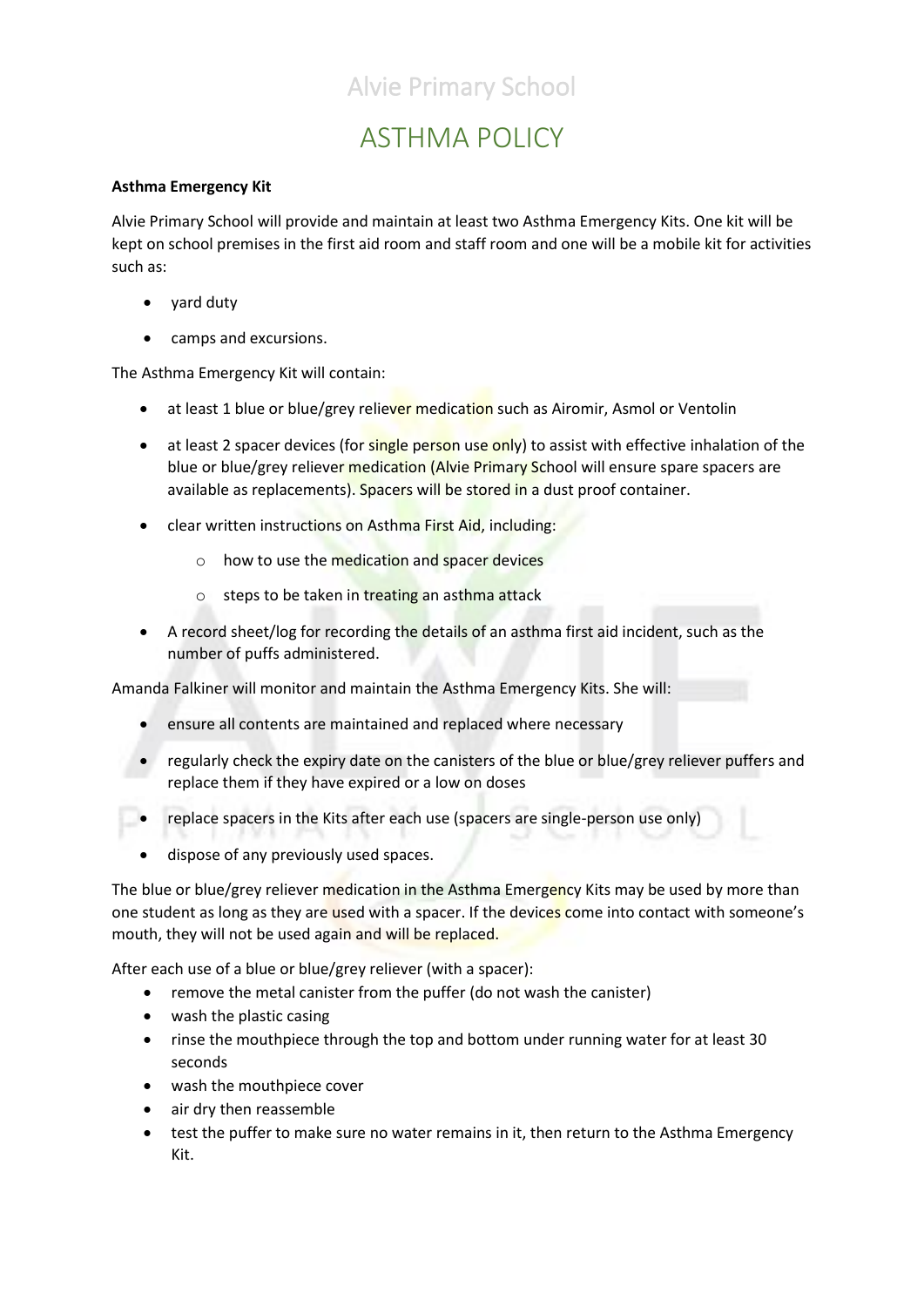Alvie Primary School

# ASTHMA POLICY

**Asthma Emergency Kit**

Alvie Primary School will provide and maintain at least two Asthma Emergency Kits. One kit will be kept on school premises in the first aid room and staff room and one will be a mobile kit for activities such as:

- yard duty
- camps and excursions.

The Asthma Emergency Kit will contain:

- at least 1 blue or blue/grey reliever medication such as Airomir, Asmol or Ventolin
- at least 2 spacer devices (for single person use only) to assist with effective inhalation of the blue or blue/grey reliever medication (Alvie Primary School will ensure spare spacers are available as replacements). Spacers will be stored in a dust proof container.
- clear written instructions on Asthma First Aid, including:
  - how to use the medication and spacer devices
  - steps to be taken in treating an asthma attack
- A record sheet/log for recording the details of an asthma first aid incident, such as the number of puffs administered.

Amanda Falkiner will monitor and maintain the Asthma Emergency Kits. She will:

- ensure all contents are maintained and replaced where necessary
- regularly check the expiry date on the canisters of the blue or blue/grey reliever puffers and replace them if they have expired or a low on doses
- replace spacers in the Kits after each use (spacers are single-person use only)
- dispose of any previously used spaces.

The blue or blue/grey reliever medication in the Asthma Emergency Kits may be used by more than one student as long as they are used with a spacer. If the devices come into contact with someone's mouth, they will not be used again and will be replaced.

After each use of a blue or blue/grey reliever (with a spacer):

- remove the metal canister from the puffer (do not wash the canister)
- wash the plastic casing
- rinse the mouthpiece through the top and bottom under running water for at least 30 seconds
- wash the mouthpiece cover
- air dry then reassemble
- test the puffer to make sure no water remains in it, then return to the Asthma Emergency Kit.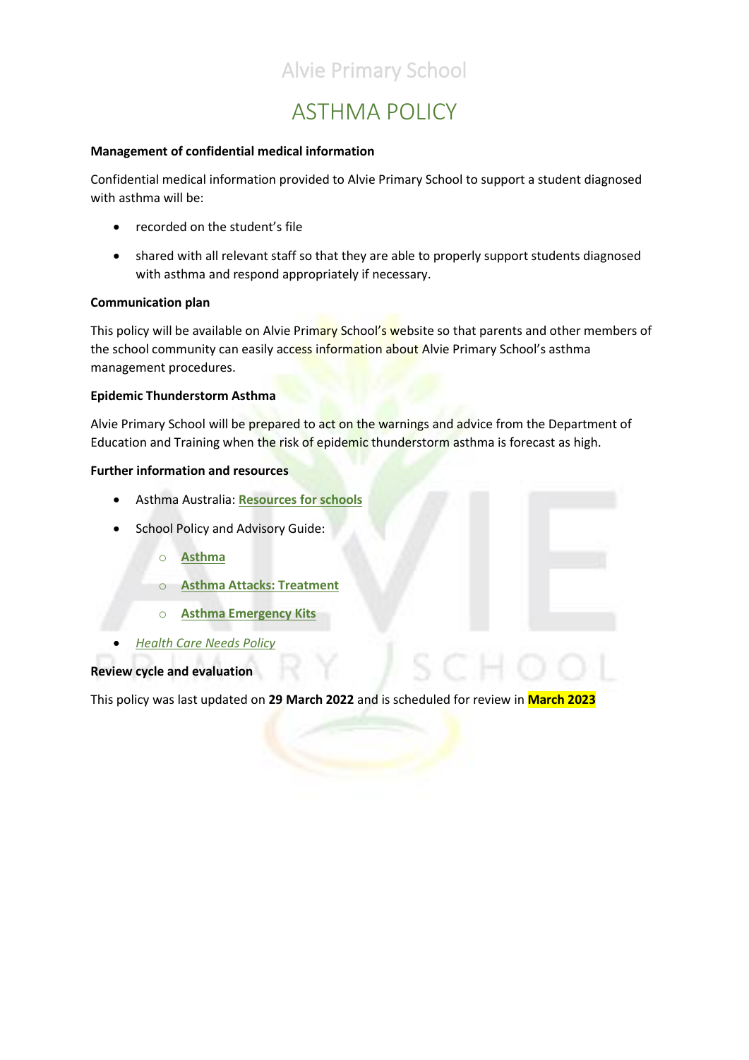**Management of confidential medical information**

Confidential medical information provided to Alvie Primary School to support a student diagnosed with asthma will be:

- recorded on the student's file
- shared with all relevant staff so that they are able to properly support students diagnosed with asthma and respond appropriately if necessary.

**Communication plan**

This policy will be available on Alvie Primary School's website so that parents and other members of the school community can easily access information about Alvie Primary School's asthma management procedures.

**Epidemic Thunderstorm Asthma**

Alvie Primary School will be prepared to act on the warnings and advice from the Department of Education and Training when the risk of epidemic thunderstorm asthma is forecast as high.

**Further information and resources**

- Asthma Australia: **Resources for schools**
- School Policy and Advisory Guide:
  - **Asthma**
  - **Asthma Attacks: Treatment**
  - **Asthma Emergency Kits**
- *Health Care Needs Policy*

**Review cycle and evaluation**

This policy was last updated on **29 March 2022** and is scheduled for review in **March 2023**